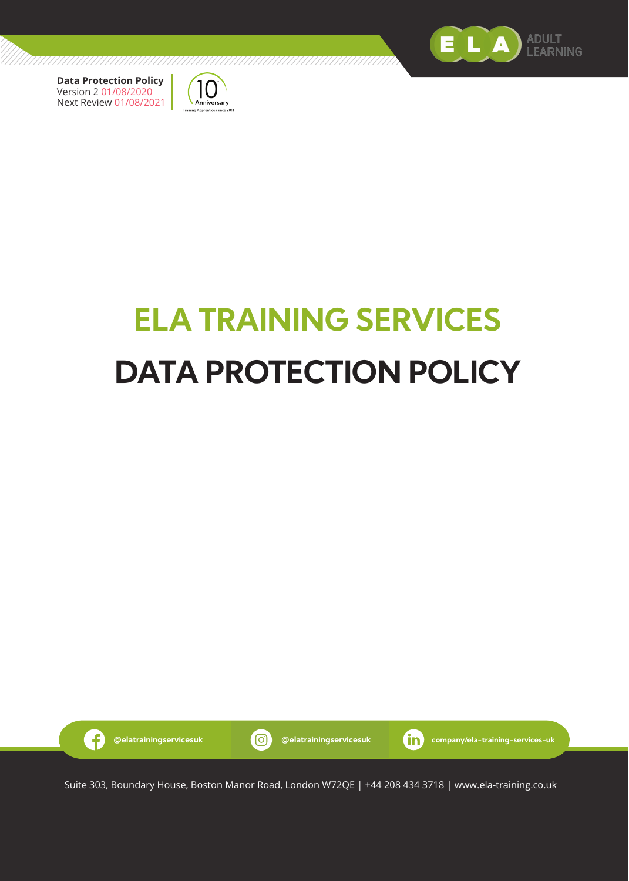**Data Protection Policy**
Version 2 01/08/2020
Next Review 01/08/2021

# ELA TRAINING SERVICES

# DATA PROTECTION POLICY

@elatrainingservicesuk @elatrainingservicesuk company/ela-training-services-uk

Suite 303, Boundary House, Boston Manor Road, London W72QE | +44 208 434 3718 | www.ela-training.co.uk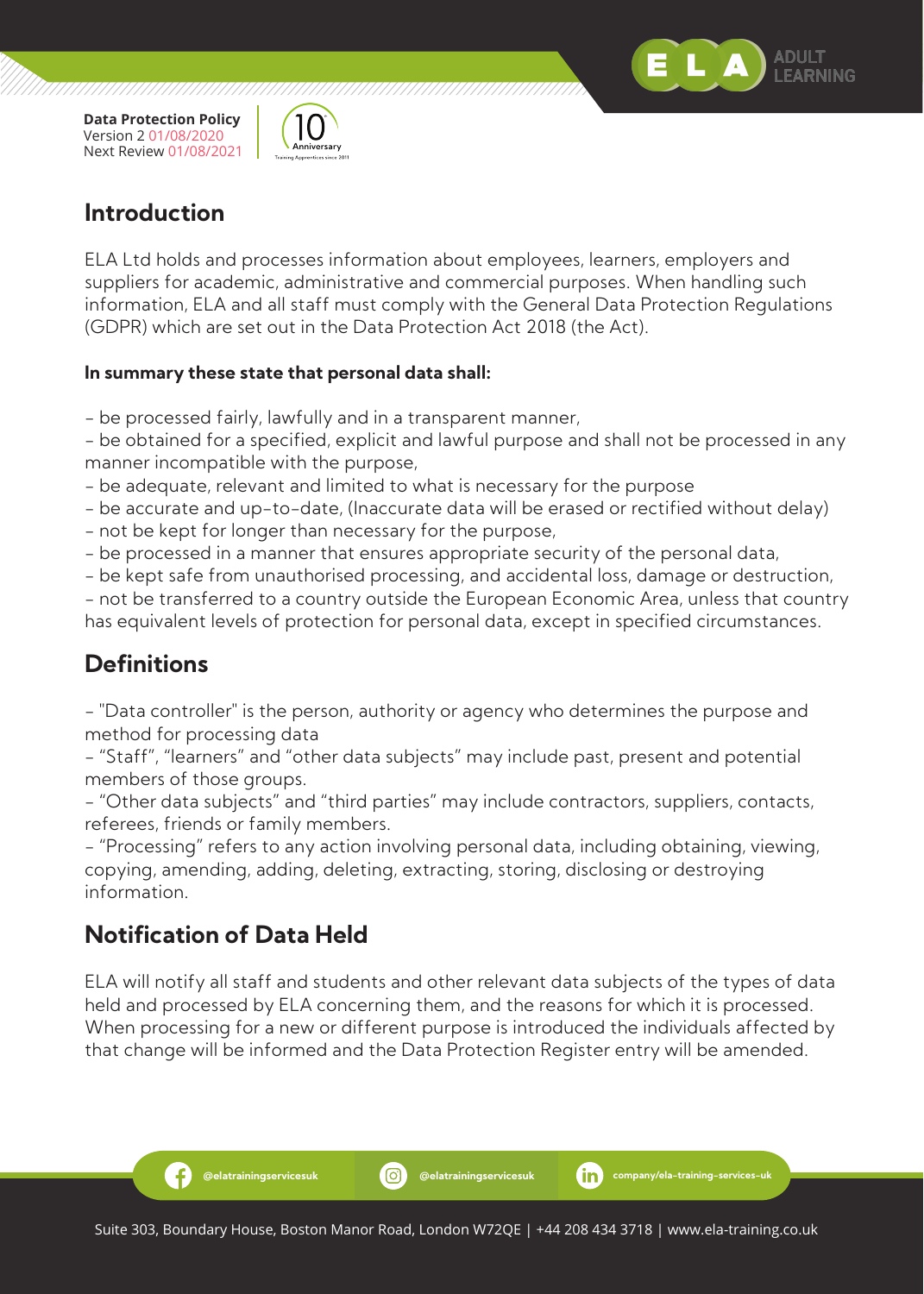**Data Protection Policy**
Version 2 01/08/2020
Next Review 01/08/2021

## Introduction

ELA Ltd holds and processes information about employees, learners, employers and suppliers for academic, administrative and commercial purposes. When handling such information, ELA and all staff must comply with the General Data Protection Regulations (GDPR) which are set out in the Data Protection Act 2018 (the Act).

**In summary these state that personal data shall:**

- be processed fairly, lawfully and in a transparent manner,
- be obtained for a specified, explicit and lawful purpose and shall not be processed in any manner incompatible with the purpose,
- be adequate, relevant and limited to what is necessary for the purpose
- be accurate and up-to-date, (Inaccurate data will be erased or rectified without delay)
- not be kept for longer than necessary for the purpose,
- be processed in a manner that ensures appropriate security of the personal data,
- be kept safe from unauthorised processing, and accidental loss, damage or destruction,
- not be transferred to a country outside the European Economic Area, unless that country has equivalent levels of protection for personal data, except in specified circumstances.

## Definitions

- "Data controller" is the person, authority or agency who determines the purpose and method for processing data
- "Staff", "learners" and "other data subjects" may include past, present and potential members of those groups.
- "Other data subjects" and "third parties" may include contractors, suppliers, contacts, referees, friends or family members.
- "Processing" refers to any action involving personal data, including obtaining, viewing, copying, amending, adding, deleting, extracting, storing, disclosing or destroying information.

## Notification of Data Held

ELA will notify all staff and students and other relevant data subjects of the types of data held and processed by ELA concerning them, and the reasons for which it is processed. When processing for a new or different purpose is introduced the individuals affected by that change will be informed and the Data Protection Register entry will be amended.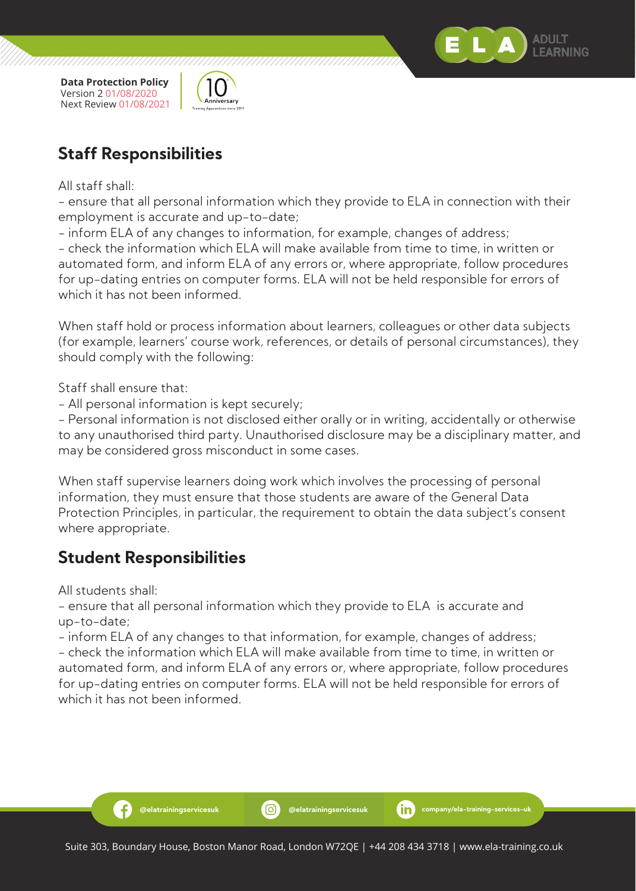## Staff Responsibilities

All staff shall:

- ensure that all personal information which they provide to ELA in connection with their employment is accurate and up-to-date;
- inform ELA of any changes to information, for example, changes of address;
- check the information which ELA will make available from time to time, in written or automated form, and inform ELA of any errors or, where appropriate, follow procedures for up-dating entries on computer forms. ELA will not be held responsible for errors of which it has not been informed.

When staff hold or process information about learners, colleagues or other data subjects (for example, learners' course work, references, or details of personal circumstances), they should comply with the following:

Staff shall ensure that:

- All personal information is kept securely;
- Personal information is not disclosed either orally or in writing, accidentally or otherwise to any unauthorised third party. Unauthorised disclosure may be a disciplinary matter, and may be considered gross misconduct in some cases.

When staff supervise learners doing work which involves the processing of personal information, they must ensure that those students are aware of the General Data Protection Principles, in particular, the requirement to obtain the data subject's consent where appropriate.

## Student Responsibilities

All students shall:

- ensure that all personal information which they provide to ELA is accurate and up-to-date;
- inform ELA of any changes to that information, for example, changes of address;
- check the information which ELA will make available from time to time, in written or automated form, and inform ELA of any errors or, where appropriate, follow procedures for up-dating entries on computer forms. ELA will not be held responsible for errors of which it has not been informed.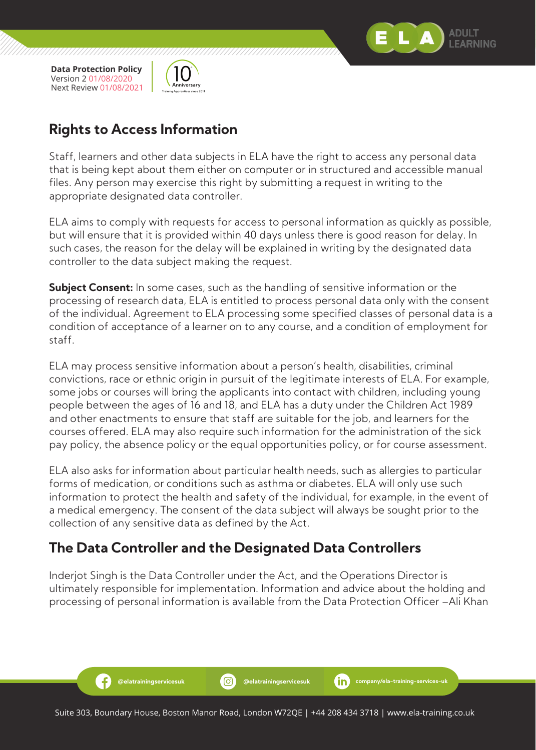## Rights to Access Information

Staff, learners and other data subjects in ELA have the right to access any personal data that is being kept about them either on computer or in structured and accessible manual files. Any person may exercise this right by submitting a request in writing to the appropriate designated data controller.

ELA aims to comply with requests for access to personal information as quickly as possible, but will ensure that it is provided within 40 days unless there is good reason for delay. In such cases, the reason for the delay will be explained in writing by the designated data controller to the data subject making the request.

**Subject Consent:** In some cases, such as the handling of sensitive information or the processing of research data, ELA is entitled to process personal data only with the consent of the individual. Agreement to ELA processing some specified classes of personal data is a condition of acceptance of a learner on to any course, and a condition of employment for staff.

ELA may process sensitive information about a person's health, disabilities, criminal convictions, race or ethnic origin in pursuit of the legitimate interests of ELA. For example, some jobs or courses will bring the applicants into contact with children, including young people between the ages of 16 and 18, and ELA has a duty under the Children Act 1989 and other enactments to ensure that staff are suitable for the job, and learners for the courses offered. ELA may also require such information for the administration of the sick pay policy, the absence policy or the equal opportunities policy, or for course assessment.

ELA also asks for information about particular health needs, such as allergies to particular forms of medication, or conditions such as asthma or diabetes. ELA will only use such information to protect the health and safety of the individual, for example, in the event of a medical emergency. The consent of the data subject will always be sought prior to the collection of any sensitive data as defined by the Act.

## The Data Controller and the Designated Data Controllers

Inderjot Singh is the Data Controller under the Act, and the Operations Director is ultimately responsible for implementation. Information and advice about the holding and processing of personal information is available from the Data Protection Officer –Ali Khan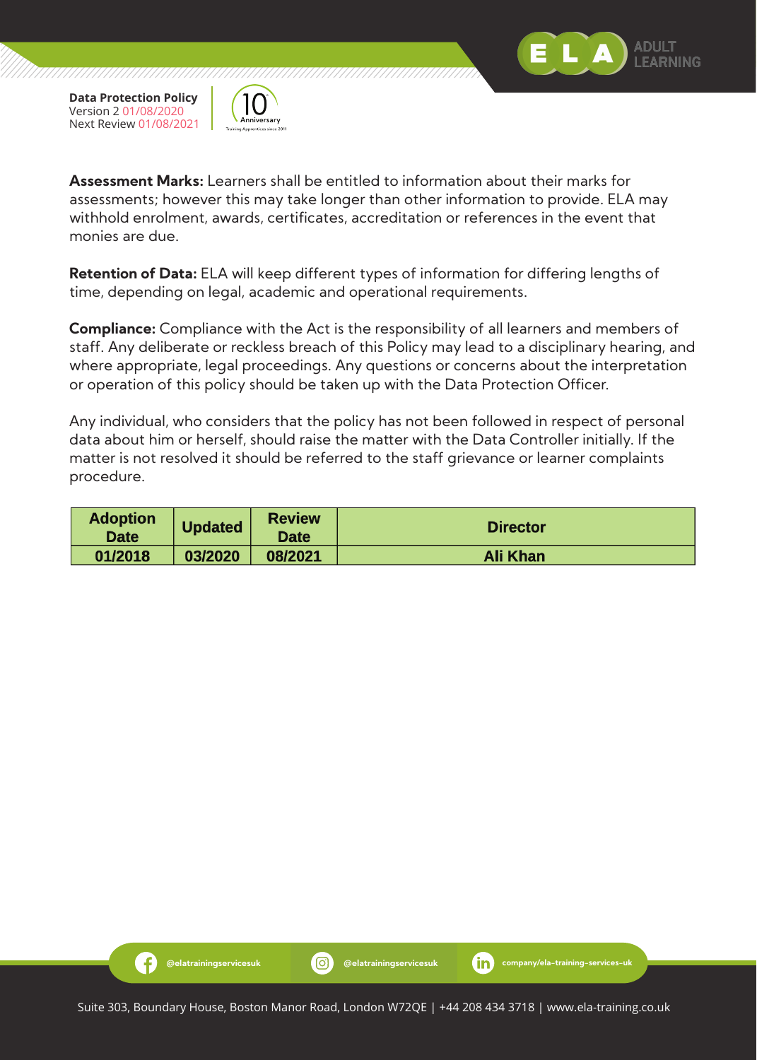**Assessment Marks:** Learners shall be entitled to information about their marks for assessments; however this may take longer than other information to provide. ELA may withhold enrolment, awards, certificates, accreditation or references in the event that monies are due.

**Retention of Data:** ELA will keep different types of information for differing lengths of time, depending on legal, academic and operational requirements.

**Compliance:** Compliance with the Act is the responsibility of all learners and members of staff. Any deliberate or reckless breach of this Policy may lead to a disciplinary hearing, and where appropriate, legal proceedings. Any questions or concerns about the interpretation or operation of this policy should be taken up with the Data Protection Officer.

Any individual, who considers that the policy has not been followed in respect of personal data about him or herself, should raise the matter with the Data Controller initially. If the matter is not resolved it should be referred to the staff grievance or learner complaints procedure.

| Adoption Date | Updated | Review Date | Director |
|---|---|---|---|
| 01/2018 | 03/2020 | 08/2021 | Ali Khan |